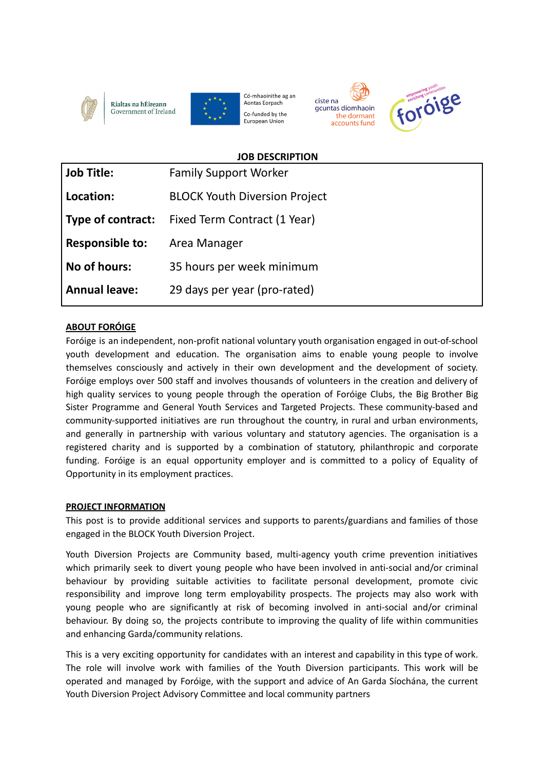Rialtas na hÉireann
Government of Ireland

Có-mhaoinithe ag an Aontas Eorpach
Co-funded by the European Union

ciste na gcuntas díomhaoin
the dormant accounts fund

empowering youth enriching communities
foróige

## JOB DESCRIPTION

| | |
|---|---|
| **Job Title:** | Family Support Worker |
| **Location:** | BLOCK Youth Diversion Project |
| **Type of contract:** | Fixed Term Contract (1 Year) |
| **Responsible to:** | Area Manager |
| **No of hours:** | 35 hours per week minimum |
| **Annual leave:** | 29 days per year (pro-rated) |

### ABOUT FORÓIGE

Foróige is an independent, non-profit national voluntary youth organisation engaged in out-of-school youth development and education. The organisation aims to enable young people to involve themselves consciously and actively in their own development and the development of society. Foróige employs over 500 staff and involves thousands of volunteers in the creation and delivery of high quality services to young people through the operation of Foróige Clubs, the Big Brother Big Sister Programme and General Youth Services and Targeted Projects. These community-based and community-supported initiatives are run throughout the country, in rural and urban environments, and generally in partnership with various voluntary and statutory agencies. The organisation is a registered charity and is supported by a combination of statutory, philanthropic and corporate funding. Foróige is an equal opportunity employer and is committed to a policy of Equality of Opportunity in its employment practices.

### PROJECT INFORMATION

This post is to provide additional services and supports to parents/guardians and families of those engaged in the BLOCK Youth Diversion Project.

Youth Diversion Projects are Community based, multi-agency youth crime prevention initiatives which primarily seek to divert young people who have been involved in anti-social and/or criminal behaviour by providing suitable activities to facilitate personal development, promote civic responsibility and improve long term employability prospects. The projects may also work with young people who are significantly at risk of becoming involved in anti-social and/or criminal behaviour. By doing so, the projects contribute to improving the quality of life within communities and enhancing Garda/community relations.

This is a very exciting opportunity for candidates with an interest and capability in this type of work. The role will involve work with families of the Youth Diversion participants. This work will be operated and managed by Foróige, with the support and advice of An Garda Síochána, the current Youth Diversion Project Advisory Committee and local community partners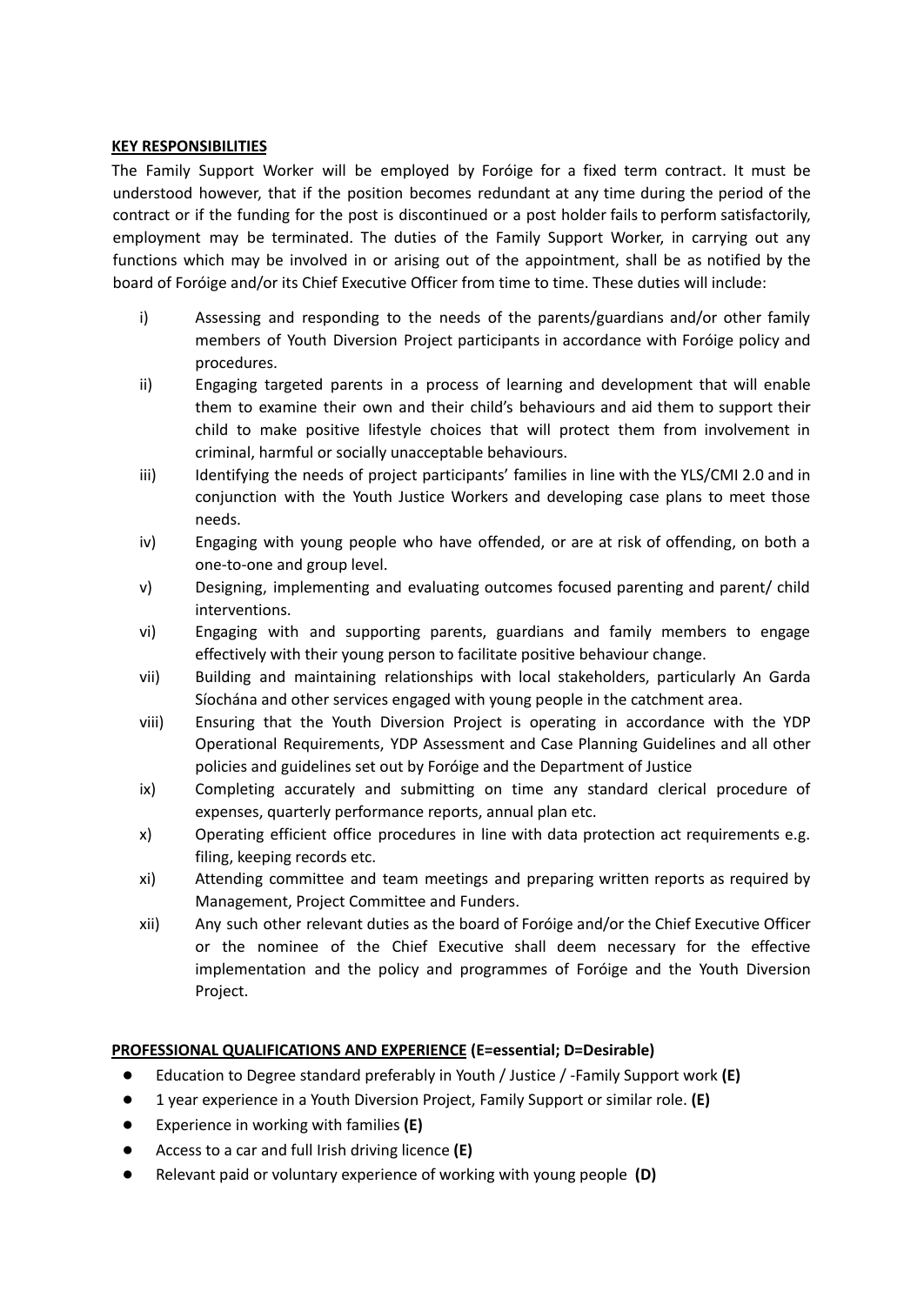**KEY RESPONSIBILITIES**

The Family Support Worker will be employed by Foróige for a fixed term contract. It must be understood however, that if the position becomes redundant at any time during the period of the contract or if the funding for the post is discontinued or a post holder fails to perform satisfactorily, employment may be terminated. The duties of the Family Support Worker, in carrying out any functions which may be involved in or arising out of the appointment, shall be as notified by the board of Foróige and/or its Chief Executive Officer from time to time. These duties will include:

i) Assessing and responding to the needs of the parents/guardians and/or other family members of Youth Diversion Project participants in accordance with Foróige policy and procedures.

ii) Engaging targeted parents in a process of learning and development that will enable them to examine their own and their child's behaviours and aid them to support their child to make positive lifestyle choices that will protect them from involvement in criminal, harmful or socially unacceptable behaviours.

iii) Identifying the needs of project participants' families in line with the YLS/CMI 2.0 and in conjunction with the Youth Justice Workers and developing case plans to meet those needs.

iv) Engaging with young people who have offended, or are at risk of offending, on both a one-to-one and group level.

v) Designing, implementing and evaluating outcomes focused parenting and parent/ child interventions.

vi) Engaging with and supporting parents, guardians and family members to engage effectively with their young person to facilitate positive behaviour change.

vii) Building and maintaining relationships with local stakeholders, particularly An Garda Síochána and other services engaged with young people in the catchment area.

viii) Ensuring that the Youth Diversion Project is operating in accordance with the YDP Operational Requirements, YDP Assessment and Case Planning Guidelines and all other policies and guidelines set out by Foróige and the Department of Justice

ix) Completing accurately and submitting on time any standard clerical procedure of expenses, quarterly performance reports, annual plan etc.

x) Operating efficient office procedures in line with data protection act requirements e.g. filing, keeping records etc.

xi) Attending committee and team meetings and preparing written reports as required by Management, Project Committee and Funders.

xii) Any such other relevant duties as the board of Foróige and/or the Chief Executive Officer or the nominee of the Chief Executive shall deem necessary for the effective implementation and the policy and programmes of Foróige and the Youth Diversion Project.

**PROFESSIONAL QUALIFICATIONS AND EXPERIENCE (E=essential; D=Desirable)**

- Education to Degree standard preferably in Youth / Justice / -Family Support work **(E)**
- 1 year experience in a Youth Diversion Project, Family Support or similar role. **(E)**
- Experience in working with families **(E)**
- Access to a car and full Irish driving licence **(E)**
- Relevant paid or voluntary experience of working with young people **(D)**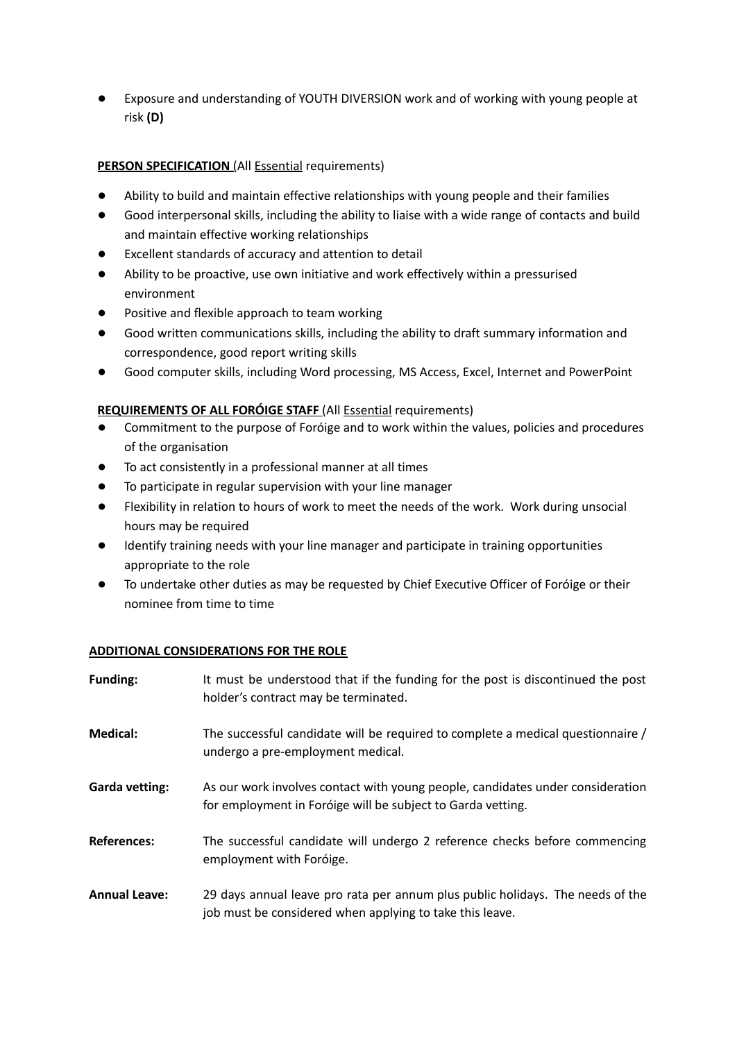- Exposure and understanding of YOUTH DIVERSION work and of working with young people at risk **(D)**

**PERSON SPECIFICATION** (All Essential requirements)

- Ability to build and maintain effective relationships with young people and their families
- Good interpersonal skills, including the ability to liaise with a wide range of contacts and build and maintain effective working relationships
- Excellent standards of accuracy and attention to detail
- Ability to be proactive, use own initiative and work effectively within a pressurised environment
- Positive and flexible approach to team working
- Good written communications skills, including the ability to draft summary information and correspondence, good report writing skills
- Good computer skills, including Word processing, MS Access, Excel, Internet and PowerPoint

**REQUIREMENTS OF ALL FORÓIGE STAFF** (All Essential requirements)

- Commitment to the purpose of Foróige and to work within the values, policies and procedures of the organisation
- To act consistently in a professional manner at all times
- To participate in regular supervision with your line manager
- Flexibility in relation to hours of work to meet the needs of the work. Work during unsocial hours may be required
- Identify training needs with your line manager and participate in training opportunities appropriate to the role
- To undertake other duties as may be requested by Chief Executive Officer of Foróige or their nominee from time to time

**ADDITIONAL CONSIDERATIONS FOR THE ROLE**

**Funding:** It must be understood that if the funding for the post is discontinued the post holder's contract may be terminated.

**Medical:** The successful candidate will be required to complete a medical questionnaire / undergo a pre-employment medical.

**Garda vetting:** As our work involves contact with young people, candidates under consideration for employment in Foróige will be subject to Garda vetting.

**References:** The successful candidate will undergo 2 reference checks before commencing employment with Foróige.

**Annual Leave:** 29 days annual leave pro rata per annum plus public holidays. The needs of the job must be considered when applying to take this leave.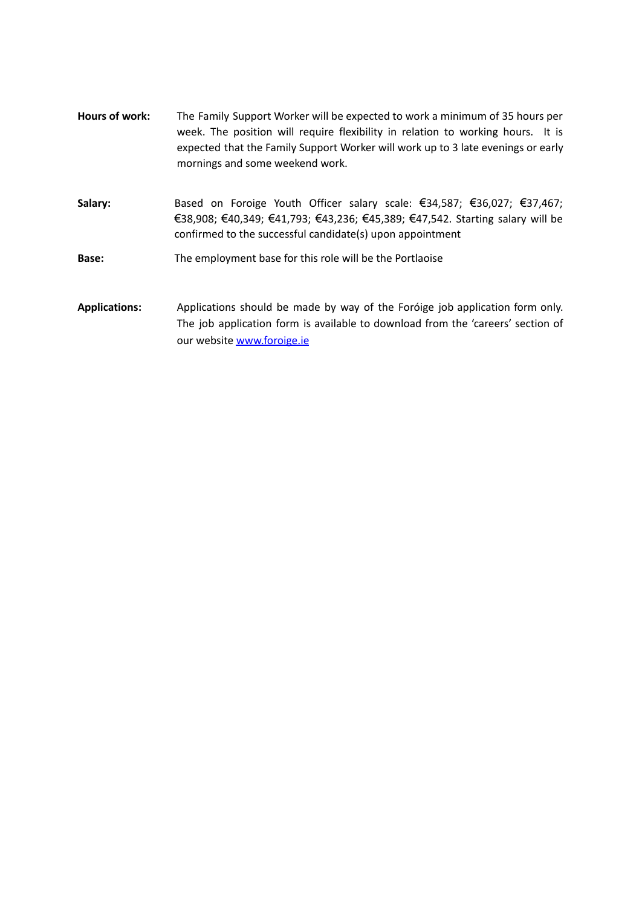**Hours of work:** The Family Support Worker will be expected to work a minimum of 35 hours per week. The position will require flexibility in relation to working hours. It is expected that the Family Support Worker will work up to 3 late evenings or early mornings and some weekend work.

**Salary:** Based on Foroige Youth Officer salary scale: €34,587; €36,027; €37,467; €38,908; €40,349; €41,793; €43,236; €45,389; €47,542. Starting salary will be confirmed to the successful candidate(s) upon appointment

**Base:** The employment base for this role will be the Portlaoise

**Applications:** Applications should be made by way of the Foróige job application form only. The job application form is available to download from the 'careers' section of our website [www.foroige.ie](http://www.foroige.ie)